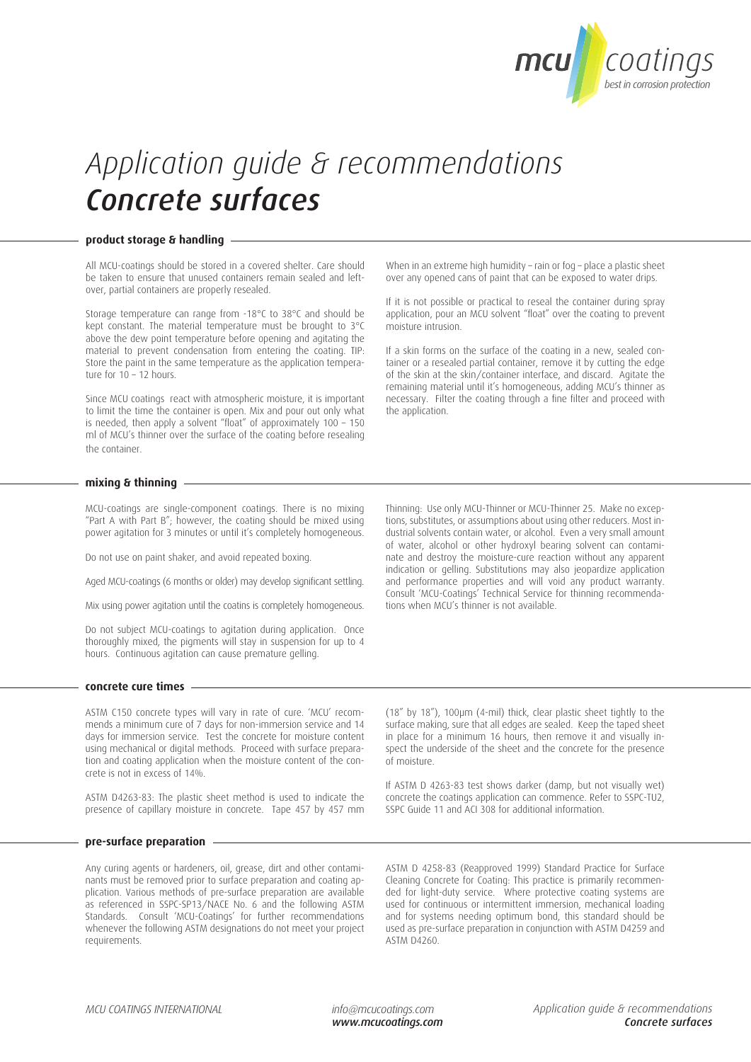# Application guide & recommendations
# *Concrete surfaces*

## product storage & handling

All MCU-coatings should be stored in a covered shelter. Care should be taken to ensure that unused containers remain sealed and left-over, partial containers are properly resealed.

Storage temperature can range from -18°C to 38°C and should be kept constant. The material temperature must be brought to 3°C above the dew point temperature before opening and agitating the material to prevent condensation from entering the coating. TIP: Store the paint in the same temperature as the application temperature for 10 – 12 hours.

Since MCU coatings react with atmospheric moisture, it is important to limit the time the container is open. Mix and pour out only what is needed, then apply a solvent "float" of approximately 100 – 150 ml of MCU's thinner over the surface of the coating before resealing the container.

When in an extreme high humidity – rain or fog – place a plastic sheet over any opened cans of paint that can be exposed to water drips.

If it is not possible or practical to reseal the container during spray application, pour an MCU solvent "float" over the coating to prevent moisture intrusion.

If a skin forms on the surface of the coating in a new, sealed container or a resealed partial container, remove it by cutting the edge of the skin at the skin/container interface, and discard. Agitate the remaining material until it's homogeneous, adding MCU's thinner as necessary. Filter the coating through a fine filter and proceed with the application.

## mixing & thinning

MCU-coatings are single-component coatings. There is no mixing "Part A with Part B"; however, the coating should be mixed using power agitation for 3 minutes or until it's completely homogeneous.

Do not use on paint shaker, and avoid repeated boxing.

Aged MCU-coatings (6 months or older) may develop significant settling.

Mix using power agitation until the coatins is completely homogeneous.

Do not subject MCU-coatings to agitation during application. Once thoroughly mixed, the pigments will stay in suspension for up to 4 hours. Continuous agitation can cause premature gelling.

Thinning: Use only MCU-Thinner or MCU-Thinner 25. Make no exceptions, substitutes, or assumptions about using other reducers. Most industrial solvents contain water, or alcohol. Even a very small amount of water, alcohol or other hydroxyl bearing solvent can contaminate and destroy the moisture-cure reaction without any apparent indication or gelling. Substitutions may also jeopardize application and performance properties and will void any product warranty. Consult 'MCU-Coatings' Technical Service for thinning recommendations when MCU's thinner is not available.

## concrete cure times

ASTM C150 concrete types will vary in rate of cure. 'MCU' recommends a minimum cure of 7 days for non-immersion service and 14 days for immersion service. Test the concrete for moisture content using mechanical or digital methods. Proceed with surface preparation and coating application when the moisture content of the concrete is not in excess of 14%.

ASTM D4263-83: The plastic sheet method is used to indicate the presence of capillary moisture in concrete. Tape 457 by 457 mm (18" by 18"), 100μm (4-mil) thick, clear plastic sheet tightly to the surface making, sure that all edges are sealed. Keep the taped sheet in place for a minimum 16 hours, then remove it and visually inspect the underside of the sheet and the concrete for the presence of moisture.

If ASTM D 4263-83 test shows darker (damp, but not visually wet) concrete the coatings application can commence. Refer to SSPC-TU2, SSPC Guide 11 and ACI 308 for additional information.

## pre-surface preparation

Any curing agents or hardeners, oil, grease, dirt and other contaminants must be removed prior to surface preparation and coating application. Various methods of pre-surface preparation are available as referenced in SSPC-SP13/NACE No. 6 and the following ASTM Standards. Consult 'MCU-Coatings' for further recommendations whenever the following ASTM designations do not meet your project requirements.

ASTM D 4258-83 (Reapproved 1999) Standard Practice for Surface Cleaning Concrete for Coating: This practice is primarily recommended for light-duty service. Where protective coating systems are used for continuous or intermittent immersion, mechanical loading and for systems needing optimum bond, this standard should be used as pre-surface preparation in conjunction with ASTM D4259 and ASTM D4260.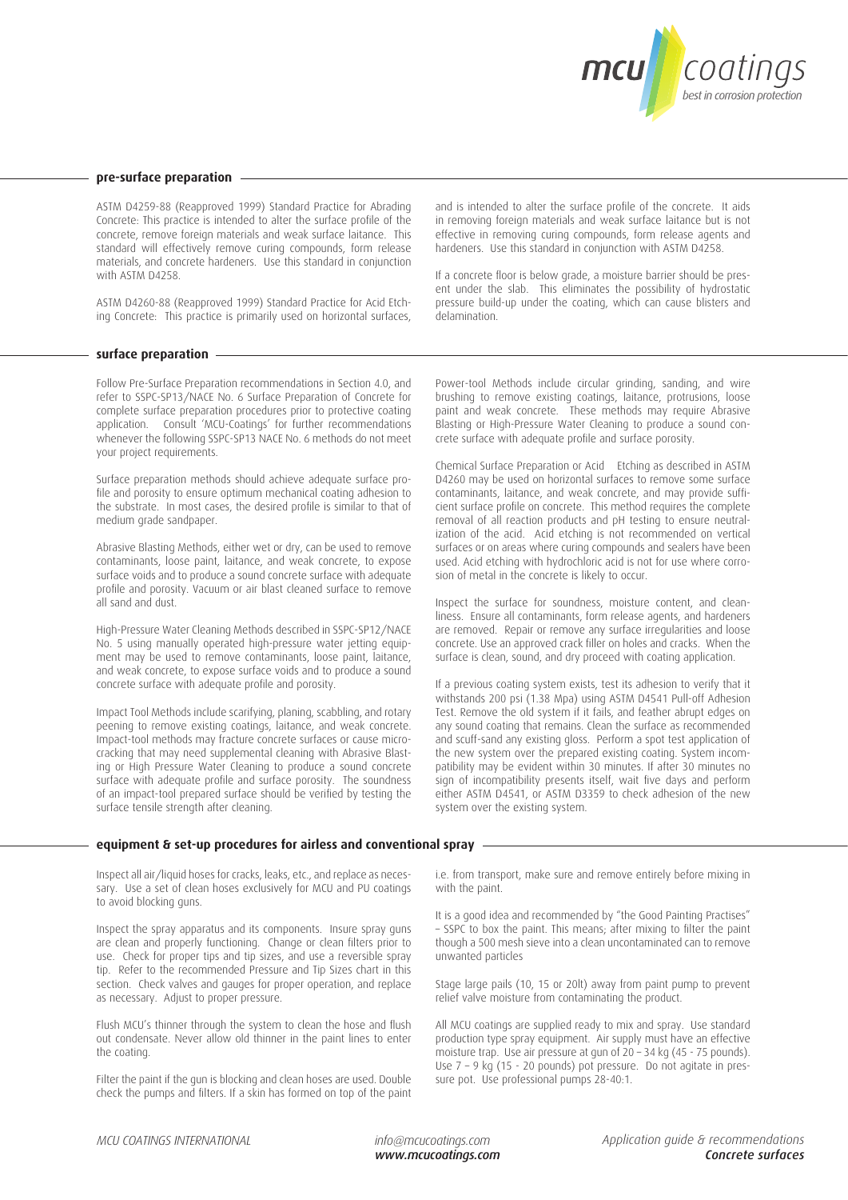## pre-surface preparation

ASTM D4259-88 (Reapproved 1999) Standard Practice for Abrading Concrete: This practice is intended to alter the surface profile of the concrete, remove foreign materials and weak surface laitance. This standard will effectively remove curing compounds, form release materials, and concrete hardeners. Use this standard in conjunction with ASTM D4258.

ASTM D4260-88 (Reapproved 1999) Standard Practice for Acid Etching Concrete: This practice is primarily used on horizontal surfaces, and is intended to alter the surface profile of the concrete. It aids in removing foreign materials and weak surface laitance but is not effective in removing curing compounds, form release agents and hardeners. Use this standard in conjunction with ASTM D4258.

If a concrete floor is below grade, a moisture barrier should be present under the slab. This eliminates the possibility of hydrostatic pressure build-up under the coating, which can cause blisters and delamination.

## surface preparation

Follow Pre-Surface Preparation recommendations in Section 4.0, and refer to SSPC-SP13/NACE No. 6 Surface Preparation of Concrete for complete surface preparation procedures prior to protective coating application. Consult 'MCU-Coatings' for further recommendations whenever the following SSPC-SP13 NACE No. 6 methods do not meet your project requirements.

Surface preparation methods should achieve adequate surface profile and porosity to ensure optimum mechanical coating adhesion to the substrate. In most cases, the desired profile is similar to that of medium grade sandpaper.

Abrasive Blasting Methods, either wet or dry, can be used to remove contaminants, loose paint, laitance, and weak concrete, to expose surface voids and to produce a sound concrete surface with adequate profile and porosity. Vacuum or air blast cleaned surface to remove all sand and dust.

High-Pressure Water Cleaning Methods described in SSPC-SP12/NACE No. 5 using manually operated high-pressure water jetting equipment may be used to remove contaminants, loose paint, laitance, and weak concrete, to expose surface voids and to produce a sound concrete surface with adequate profile and porosity.

Impact Tool Methods include scarifying, planing, scabbling, and rotary peening to remove existing coatings, laitance, and weak concrete. Impact-tool methods may fracture concrete surfaces or cause microcracking that may need supplemental cleaning with Abrasive Blasting or High Pressure Water Cleaning to produce a sound concrete surface with adequate profile and surface porosity. The soundness of an impact-tool prepared surface should be verified by testing the surface tensile strength after cleaning.

Power-tool Methods include circular grinding, sanding, and wire brushing to remove existing coatings, laitance, protrusions, loose paint and weak concrete. These methods may require Abrasive Blasting or High-Pressure Water Cleaning to produce a sound concrete surface with adequate profile and surface porosity.

Chemical Surface Preparation or Acid Etching as described in ASTM D4260 may be used on horizontal surfaces to remove some surface contaminants, laitance, and weak concrete, and may provide sufficient surface profile on concrete. This method requires the complete removal of all reaction products and pH testing to ensure neutralization of the acid. Acid etching is not recommended on vertical surfaces or on areas where curing compounds and sealers have been used. Acid etching with hydrochloric acid is not for use where corrosion of metal in the concrete is likely to occur.

Inspect the surface for soundness, moisture content, and cleanliness. Ensure all contaminants, form release agents, and hardeners are removed. Repair or remove any surface irregularities and loose concrete. Use an approved crack filler on holes and cracks. When the surface is clean, sound, and dry proceed with coating application.

If a previous coating system exists, test its adhesion to verify that it withstands 200 psi (1.38 Mpa) using ASTM D4541 Pull-off Adhesion Test. Remove the old system if it fails, and feather abrupt edges on any sound coating that remains. Clean the surface as recommended and scuff-sand any existing gloss. Perform a spot test application of the new system over the prepared existing coating. System incompatibility may be evident within 30 minutes. If after 30 minutes no sign of incompatibility presents itself, wait five days and perform either ASTM D4541, or ASTM D3359 to check adhesion of the new system over the existing system.

## equipment & set-up procedures for airless and conventional spray

Inspect all air/liquid hoses for cracks, leaks, etc., and replace as necessary. Use a set of clean hoses exclusively for MCU and PU coatings to avoid blocking guns.

Inspect the spray apparatus and its components. Insure spray guns are clean and properly functioning. Change or clean filters prior to use. Check for proper tips and tip sizes, and use a reversible spray tip. Refer to the recommended Pressure and Tip Sizes chart in this section. Check valves and gauges for proper operation, and replace as necessary. Adjust to proper pressure.

Flush MCU's thinner through the system to clean the hose and flush out condensate. Never allow old thinner in the paint lines to enter the coating.

Filter the paint if the gun is blocking and clean hoses are used. Double check the pumps and filters. If a skin has formed on top of the paint i.e. from transport, make sure and remove entirely before mixing in with the paint.

It is a good idea and recommended by "the Good Painting Practises" – SSPC to box the paint. This means; after mixing to filter the paint though a 500 mesh sieve into a clean uncontaminated can to remove unwanted particles

Stage large pails (10, 15 or 20lt) away from paint pump to prevent relief valve moisture from contaminating the product.

All MCU coatings are supplied ready to mix and spray. Use standard production type spray equipment. Air supply must have an effective moisture trap. Use air pressure at gun of 20 – 34 kg (45 - 75 pounds). Use 7 – 9 kg (15 - 20 pounds) pot pressure. Do not agitate in pressure pot. Use professional pumps 28-40:1.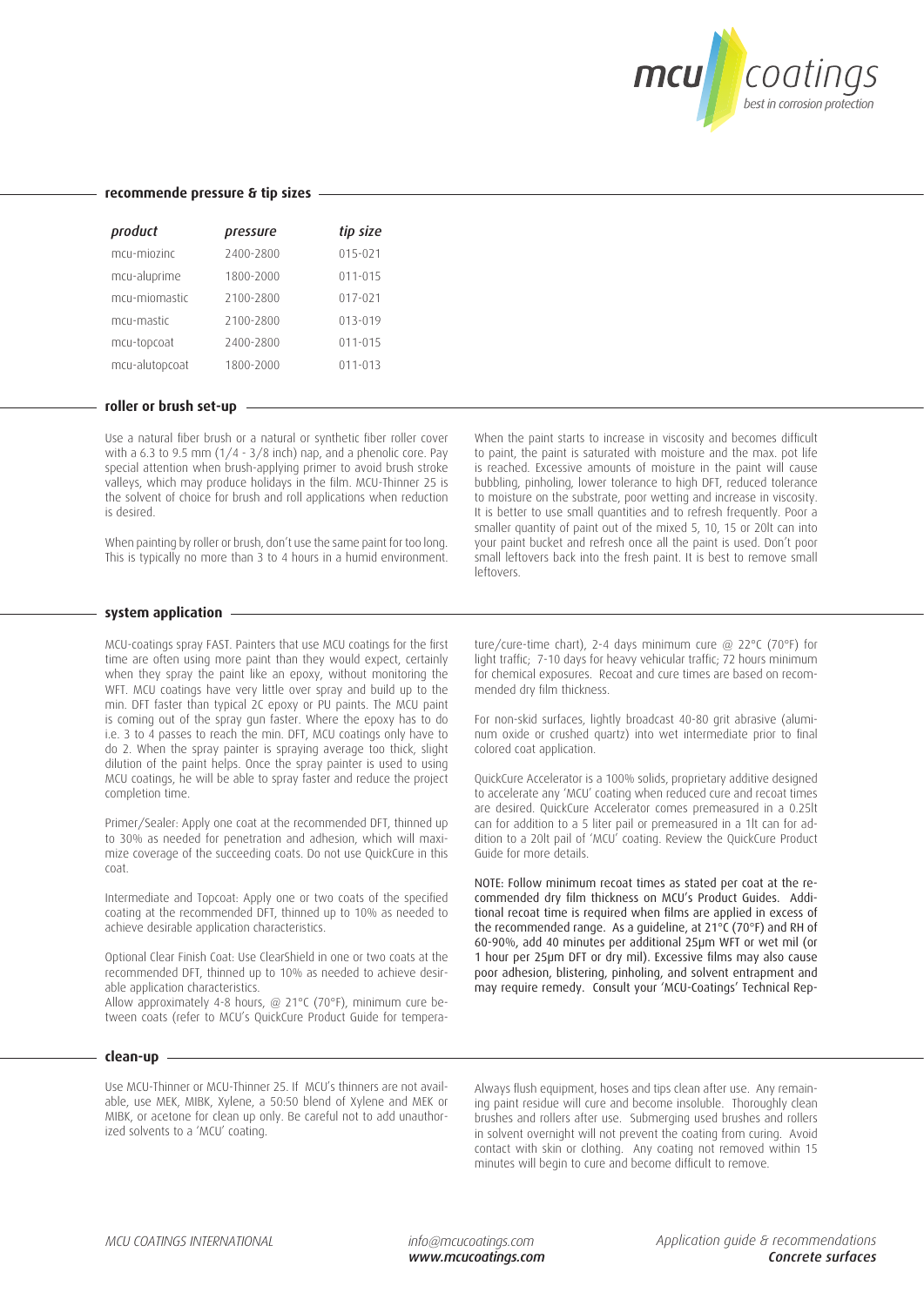## recommende pressure & tip sizes

| *product* | *pressure* | *tip size* |
|---|---|---|
| mcu-miozinc | 2400-2800 | 015-021 |
| mcu-aluprime | 1800-2000 | 011-015 |
| mcu-miomastic | 2100-2800 | 017-021 |
| mcu-mastic | 2100-2800 | 013-019 |
| mcu-topcoat | 2400-2800 | 011-015 |
| mcu-alutopcoat | 1800-2000 | 011-013 |

## roller or brush set-up

Use a natural fiber brush or a natural or synthetic fiber roller cover with a 6.3 to 9.5 mm (1/4 - 3/8 inch) nap, and a phenolic core. Pay special attention when brush-applying primer to avoid brush stroke valleys, which may produce holidays in the film. MCU-Thinner 25 is the solvent of choice for brush and roll applications when reduction is desired.

When painting by roller or brush, don't use the same paint for too long. This is typically no more than 3 to 4 hours in a humid environment.

When the paint starts to increase in viscosity and becomes difficult to paint, the paint is saturated with moisture and the max. pot life is reached. Excessive amounts of moisture in the paint will cause bubbling, pinholing, lower tolerance to high DFT, reduced tolerance to moisture on the substrate, poor wetting and increase in viscosity. It is better to use small quantities and to refresh frequently. Poor a smaller quantity of paint out of the mixed 5, 10, 15 or 20lt can into your paint bucket and refresh once all the paint is used. Don't poor small leftovers back into the fresh paint. It is best to remove small leftovers.

## system application

MCU-coatings spray FAST. Painters that use MCU coatings for the first time are often using more paint than they would expect, certainly when they spray the paint like an epoxy, without monitoring the WFT. MCU coatings have very little over spray and build up to the min. DFT faster than typical 2C epoxy or PU paints. The MCU paint is coming out of the spray gun faster. Where the epoxy has to do i.e. 3 to 4 passes to reach the min. DFT, MCU coatings only have to do 2. When the spray painter is spraying average too thick, slight dilution of the paint helps. Once the spray painter is used to using MCU coatings, he will be able to spray faster and reduce the project completion time.

Primer/Sealer: Apply one coat at the recommended DFT, thinned up to 30% as needed for penetration and adhesion, which will maximize coverage of the succeeding coats. Do not use QuickCure in this coat.

Intermediate and Topcoat: Apply one or two coats of the specified coating at the recommended DFT, thinned up to 10% as needed to achieve desirable application characteristics.

Optional Clear Finish Coat: Use ClearShield in one or two coats at the recommended DFT, thinned up to 10% as needed to achieve desirable application characteristics.
Allow approximately 4-8 hours, @ 21°C (70°F), minimum cure between coats (refer to MCU's QuickCure Product Guide for temperature/cure-time chart), 2-4 days minimum cure @ 22°C (70°F) for light traffic; 7-10 days for heavy vehicular traffic; 72 hours minimum for chemical exposures. Recoat and cure times are based on recommended dry film thickness.

For non-skid surfaces, lightly broadcast 40-80 grit abrasive (aluminum oxide or crushed quartz) into wet intermediate prior to final colored coat application.

QuickCure Accelerator is a 100% solids, proprietary additive designed to accelerate any 'MCU' coating when reduced cure and recoat times are desired. QuickCure Accelerator comes premeasured in a 0.25lt can for addition to a 5 liter pail or premeasured in a 1lt can for addition to a 20lt pail of 'MCU' coating. Review the QuickCure Product Guide for more details.

NOTE: Follow minimum recoat times as stated per coat at the recommended dry film thickness on MCU's Product Guides. Additional recoat time is required when films are applied in excess of the recommended range. As a guideline, at 21°C (70°F) and RH of 60-90%, add 40 minutes per additional 25μm WFT or wet mil (or 1 hour per 25μm DFT or dry mil). Excessive films may also cause poor adhesion, blistering, pinholing, and solvent entrapment and may require remedy. Consult your 'MCU-Coatings' Technical Rep-

## clean-up

Use MCU-Thinner or MCU-Thinner 25. If MCU's thinners are not available, use MEK, MIBK, Xylene, a 50:50 blend of Xylene and MEK or MIBK, or acetone for clean up only. Be careful not to add unauthorized solvents to a 'MCU' coating.

Always flush equipment, hoses and tips clean after use. Any remaining paint residue will cure and become insoluble. Thoroughly clean brushes and rollers after use. Submerging used brushes and rollers in solvent overnight will not prevent the coating from curing. Avoid contact with skin or clothing. Any coating not removed within 15 minutes will begin to cure and become difficult to remove.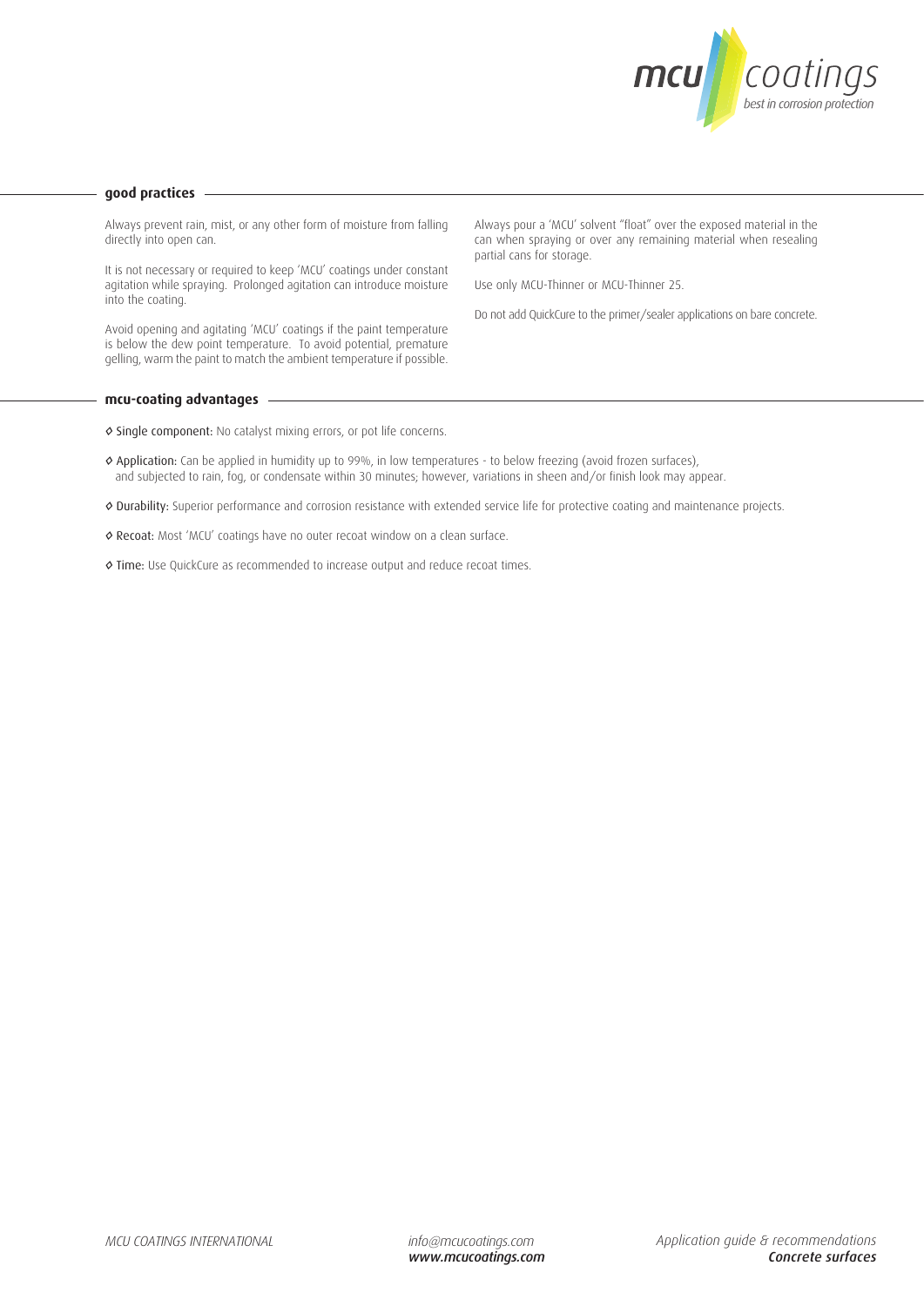## good practices

Always prevent rain, mist, or any other form of moisture from falling directly into open can.

It is not necessary or required to keep 'MCU' coatings under constant agitation while spraying. Prolonged agitation can introduce moisture into the coating.

Avoid opening and agitating 'MCU' coatings if the paint temperature is below the dew point temperature. To avoid potential, premature gelling, warm the paint to match the ambient temperature if possible.

Always pour a 'MCU' solvent "float" over the exposed material in the can when spraying or over any remaining material when resealing partial cans for storage.

Use only MCU-Thinner or MCU-Thinner 25.

Do not add QuickCure to the primer/sealer applications on bare concrete.

## mcu-coating advantages

◊ Single component: No catalyst mixing errors, or pot life concerns.

◊ Application: Can be applied in humidity up to 99%, in low temperatures - to below freezing (avoid frozen surfaces), and subjected to rain, fog, or condensate within 30 minutes; however, variations in sheen and/or finish look may appear.

◊ Durability: Superior performance and corrosion resistance with extended service life for protective coating and maintenance projects.

◊ Recoat: Most 'MCU' coatings have no outer recoat window on a clean surface.

◊ Time: Use QuickCure as recommended to increase output and reduce recoat times.